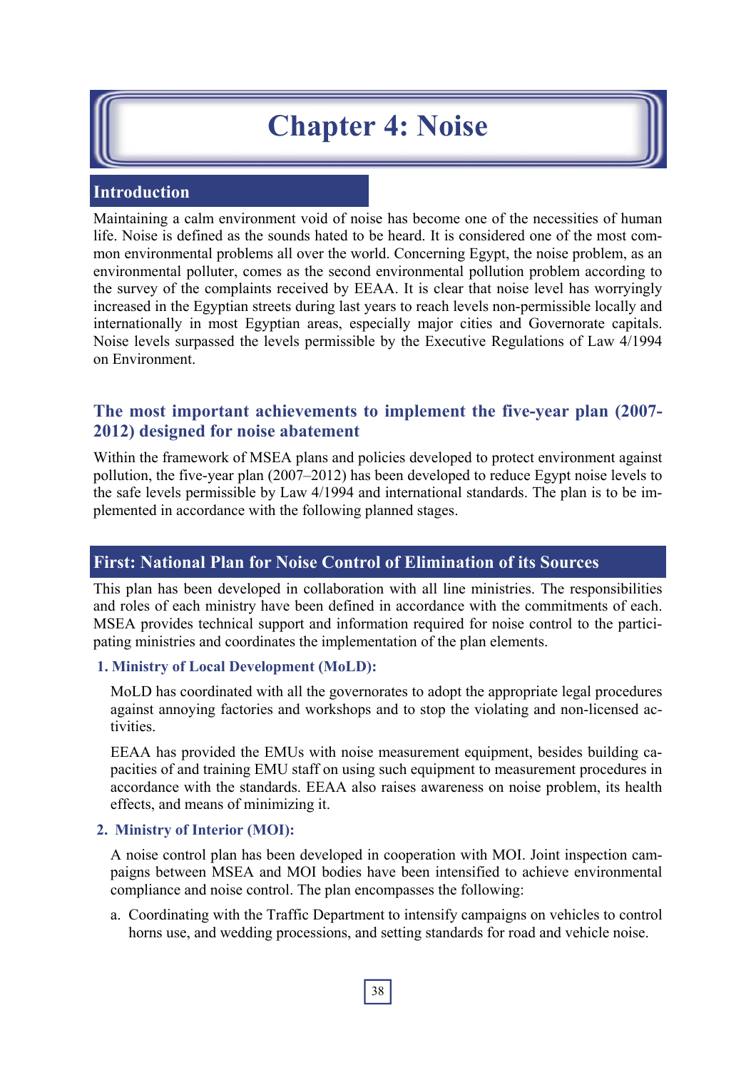# Chapter 4: Noise

## Introduction

Maintaining a calm environment void of noise has become one of the necessities of human life. Noise is defined as the sounds hated to be heard. It is considered one of the most common environmental problems all over the world. Concerning Egypt, the noise problem, as an environmental polluter, comes as the second environmental pollution problem according to the survey of the complaints received by EEAA. It is clear that noise level has worryingly increased in the Egyptian streets during last years to reach levels non-permissible locally and internationally in most Egyptian areas, especially major cities and Governorate capitals. Noise levels surpassed the levels permissible by the Executive Regulations of Law 4/1994 on Environment.

## The most important achievements to implement the five-year plan (2007-2012) designed for noise abatement

Within the framework of MSEA plans and policies developed to protect environment against pollution, the five-year plan (2007–2012) has been developed to reduce Egypt noise levels to the safe levels permissible by Law 4/1994 and international standards. The plan is to be implemented in accordance with the following planned stages.

## First: National Plan for Noise Control of Elimination of its Sources

This plan has been developed in collaboration with all line ministries. The responsibilities and roles of each ministry have been defined in accordance with the commitments of each. MSEA provides technical support and information required for noise control to the participating ministries and coordinates the implementation of the plan elements.

### 1. Ministry of Local Development (MoLD):

MoLD has coordinated with all the governorates to adopt the appropriate legal procedures against annoying factories and workshops and to stop the violating and non-licensed activities.

EEAA has provided the EMUs with noise measurement equipment, besides building capacities of and training EMU staff on using such equipment to measurement procedures in accordance with the standards. EEAA also raises awareness on noise problem, its health effects, and means of minimizing it.

### 2. Ministry of Interior (MOI):

A noise control plan has been developed in cooperation with MOI. Joint inspection campaigns between MSEA and MOI bodies have been intensified to achieve environmental compliance and noise control. The plan encompasses the following:

a. Coordinating with the Traffic Department to intensify campaigns on vehicles to control horns use, and wedding processions, and setting standards for road and vehicle noise.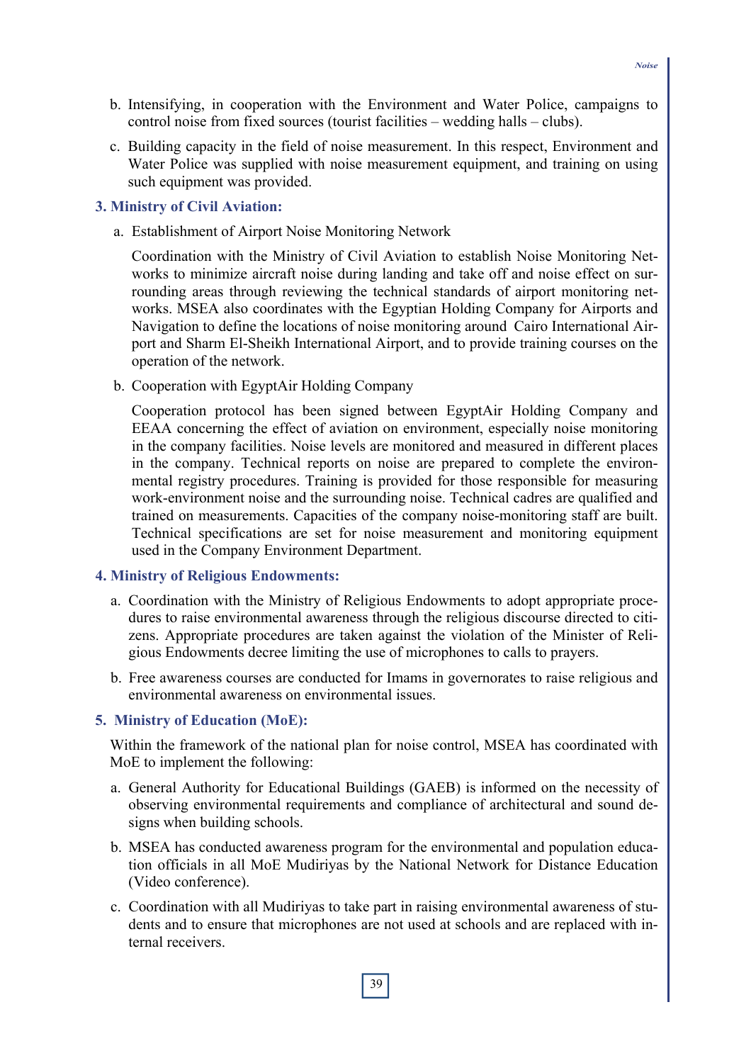b. Intensifying, in cooperation with the Environment and Water Police, campaigns to control noise from fixed sources (tourist facilities – wedding halls – clubs).

c. Building capacity in the field of noise measurement. In this respect, Environment and Water Police was supplied with noise measurement equipment, and training on using such equipment was provided.

### 3. Ministry of Civil Aviation:

a. Establishment of Airport Noise Monitoring Network

Coordination with the Ministry of Civil Aviation to establish Noise Monitoring Networks to minimize aircraft noise during landing and take off and noise effect on surrounding areas through reviewing the technical standards of airport monitoring networks. MSEA also coordinates with the Egyptian Holding Company for Airports and Navigation to define the locations of noise monitoring around Cairo International Airport and Sharm El-Sheikh International Airport, and to provide training courses on the operation of the network.

b. Cooperation with EgyptAir Holding Company

Cooperation protocol has been signed between EgyptAir Holding Company and EEAA concerning the effect of aviation on environment, especially noise monitoring in the company facilities. Noise levels are monitored and measured in different places in the company. Technical reports on noise are prepared to complete the environmental registry procedures. Training is provided for those responsible for measuring work-environment noise and the surrounding noise. Technical cadres are qualified and trained on measurements. Capacities of the company noise-monitoring staff are built. Technical specifications are set for noise measurement and monitoring equipment used in the Company Environment Department.

### 4. Ministry of Religious Endowments:

a. Coordination with the Ministry of Religious Endowments to adopt appropriate procedures to raise environmental awareness through the religious discourse directed to citizens. Appropriate procedures are taken against the violation of the Minister of Religious Endowments decree limiting the use of microphones to calls to prayers.

b. Free awareness courses are conducted for Imams in governorates to raise religious and environmental awareness on environmental issues.

### 5. Ministry of Education (MoE):

Within the framework of the national plan for noise control, MSEA has coordinated with MoE to implement the following:

a. General Authority for Educational Buildings (GAEB) is informed on the necessity of observing environmental requirements and compliance of architectural and sound designs when building schools.

b. MSEA has conducted awareness program for the environmental and population education officials in all MoE Mudiriyas by the National Network for Distance Education (Video conference).

c. Coordination with all Mudiriyas to take part in raising environmental awareness of students and to ensure that microphones are not used at schools and are replaced with internal receivers.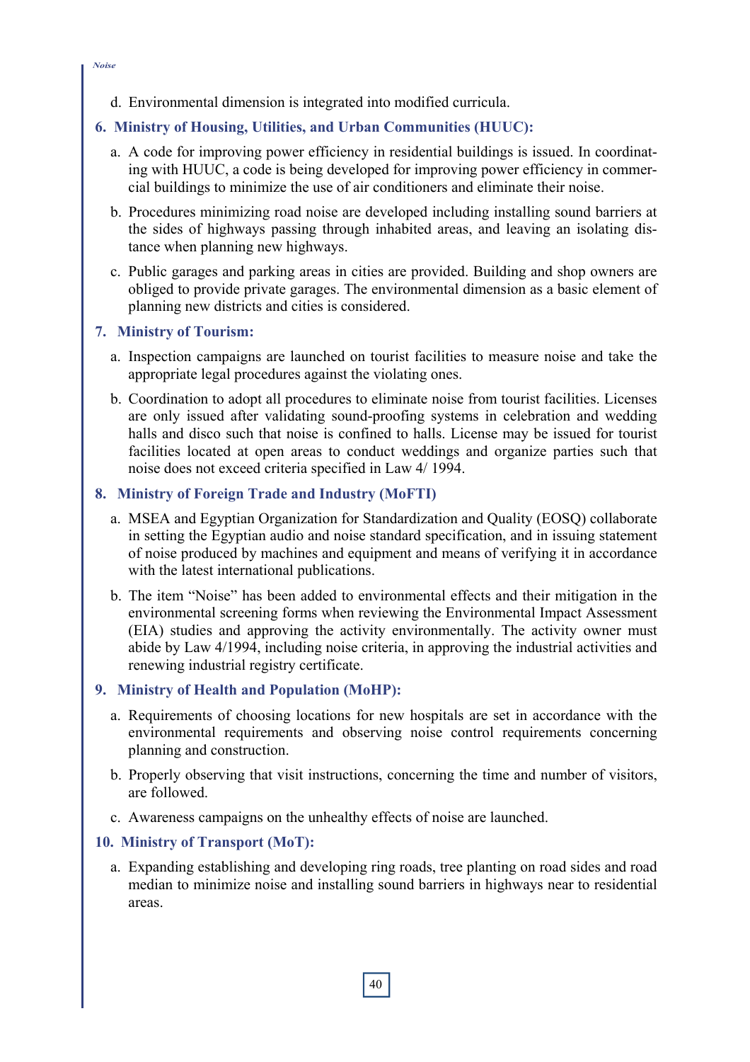d. Environmental dimension is integrated into modified curricula.

**6. Ministry of Housing, Utilities, and Urban Communities (HUUC):**

a. A code for improving power efficiency in residential buildings is issued. In coordinating with HUUC, a code is being developed for improving power efficiency in commercial buildings to minimize the use of air conditioners and eliminate their noise.

b. Procedures minimizing road noise are developed including installing sound barriers at the sides of highways passing through inhabited areas, and leaving an isolating distance when planning new highways.

c. Public garages and parking areas in cities are provided. Building and shop owners are obliged to provide private garages. The environmental dimension as a basic element of planning new districts and cities is considered.

**7. Ministry of Tourism:**

a. Inspection campaigns are launched on tourist facilities to measure noise and take the appropriate legal procedures against the violating ones.

b. Coordination to adopt all procedures to eliminate noise from tourist facilities. Licenses are only issued after validating sound-proofing systems in celebration and wedding halls and disco such that noise is confined to halls. License may be issued for tourist facilities located at open areas to conduct weddings and organize parties such that noise does not exceed criteria specified in Law 4/ 1994.

**8. Ministry of Foreign Trade and Industry (MoFTI)**

a. MSEA and Egyptian Organization for Standardization and Quality (EOSQ) collaborate in setting the Egyptian audio and noise standard specification, and in issuing statement of noise produced by machines and equipment and means of verifying it in accordance with the latest international publications.

b. The item "Noise" has been added to environmental effects and their mitigation in the environmental screening forms when reviewing the Environmental Impact Assessment (EIA) studies and approving the activity environmentally. The activity owner must abide by Law 4/1994, including noise criteria, in approving the industrial activities and renewing industrial registry certificate.

**9. Ministry of Health and Population (MoHP):**

a. Requirements of choosing locations for new hospitals are set in accordance with the environmental requirements and observing noise control requirements concerning planning and construction.

b. Properly observing that visit instructions, concerning the time and number of visitors, are followed.

c. Awareness campaigns on the unhealthy effects of noise are launched.

**10. Ministry of Transport (MoT):**

a. Expanding establishing and developing ring roads, tree planting on road sides and road median to minimize noise and installing sound barriers in highways near to residential areas.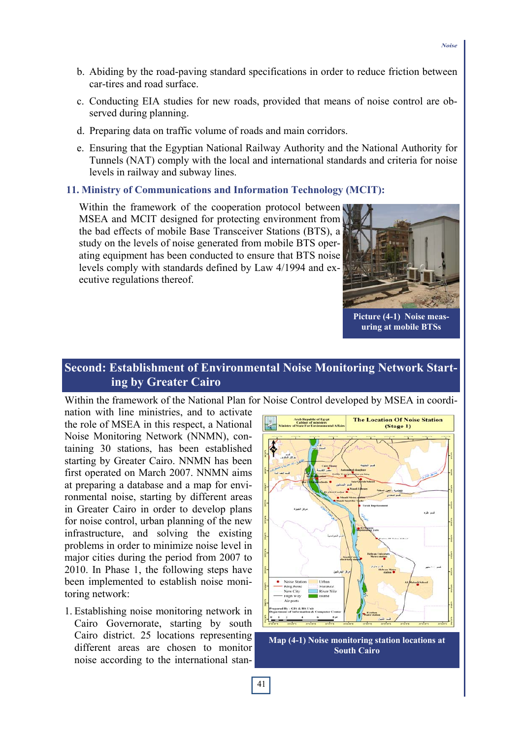b. Abiding by the road-paving standard specifications in order to reduce friction between car-tires and road surface.

c. Conducting EIA studies for new roads, provided that means of noise control are observed during planning.

d. Preparing data on traffic volume of roads and main corridors.

e. Ensuring that the Egyptian National Railway Authority and the National Authority for Tunnels (NAT) comply with the local and international standards and criteria for noise levels in railway and subway lines.

### 11. Ministry of Communications and Information Technology (MCIT):

Within the framework of the cooperation protocol between MSEA and MCIT designed for protecting environment from the bad effects of mobile Base Transceiver Stations (BTS), a study on the levels of noise generated from mobile BTS operating equipment has been conducted to ensure that BTS noise levels comply with standards defined by Law 4/1994 and executive regulations thereof.

**Picture (4-1) Noise measuring at mobile BTSs**

## Second: Establishment of Environmental Noise Monitoring Network Starting by Greater Cairo

Within the framework of the National Plan for Noise Control developed by MSEA in coordination with line ministries, and to activate the role of MSEA in this respect, a National Noise Monitoring Network (NNMN), containing 30 stations, has been established starting by Greater Cairo. NNMN has been first operated on March 2007. NNMN aims at preparing a database and a map for environmental noise, starting by different areas in Greater Cairo in order to develop plans for noise control, urban planning of the new infrastructure, and solving the existing problems in order to minimize noise level in major cities during the period from 2007 to 2010. In Phase 1, the following steps have been implemented to establish noise monitoring network:

**Map (4-1) Noise monitoring station locations at South Cairo**

1. Establishing noise monitoring network in Cairo Governorate, starting by south Cairo district. 25 locations representing different areas are chosen to monitor noise according to the international stan-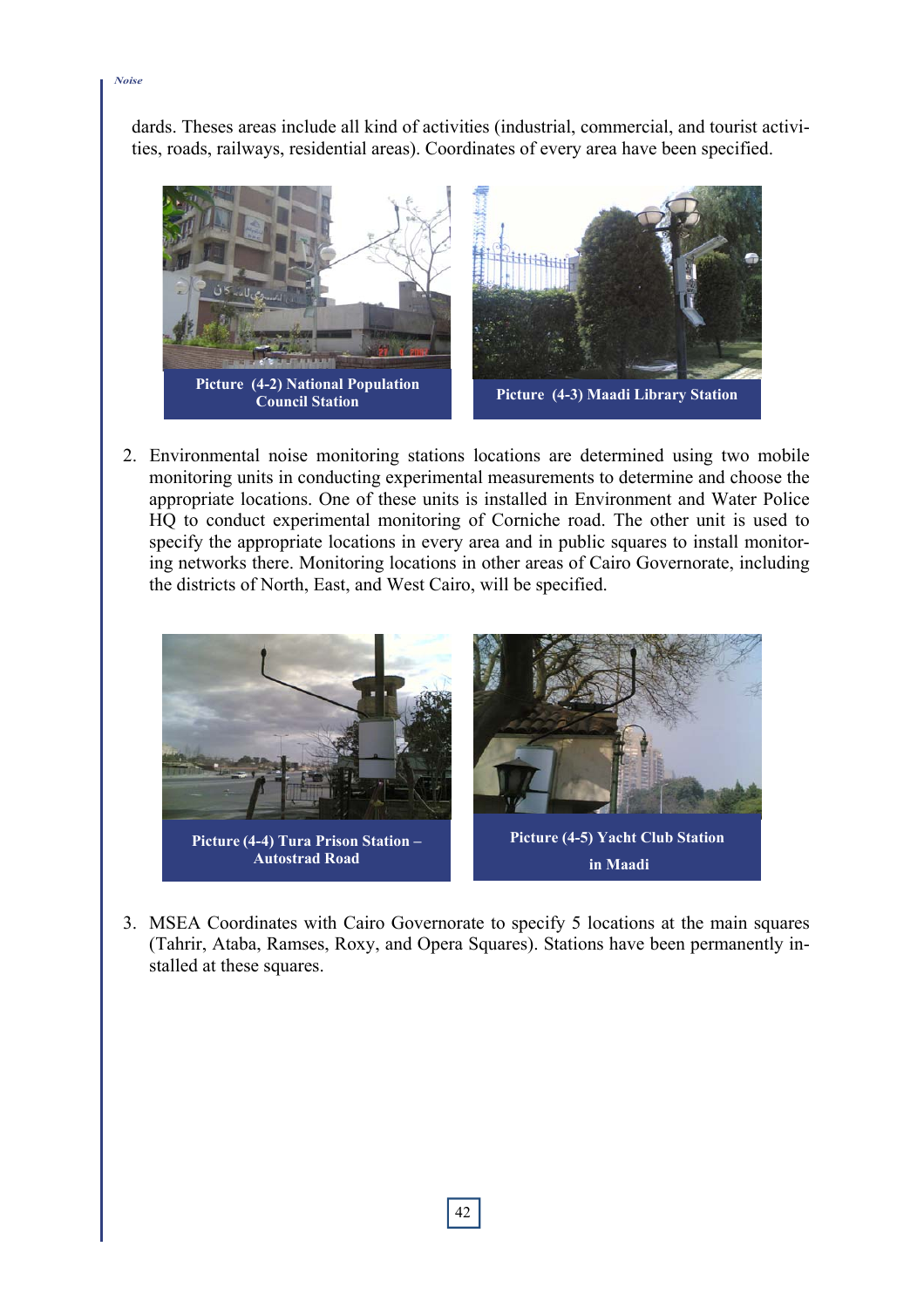dards. Theses areas include all kind of activities (industrial, commercial, and tourist activities, roads, railways, residential areas). Coordinates of every area have been specified.

Picture (4-2) National Population Council Station

Picture (4-3) Maadi Library Station

2. Environmental noise monitoring stations locations are determined using two mobile monitoring units in conducting experimental measurements to determine and choose the appropriate locations. One of these units is installed in Environment and Water Police HQ to conduct experimental monitoring of Corniche road. The other unit is used to specify the appropriate locations in every area and in public squares to install monitoring networks there. Monitoring locations in other areas of Cairo Governorate, including the districts of North, East, and West Cairo, will be specified.

Picture (4-4) Tura Prison Station – Autostrad Road

Picture (4-5) Yacht Club Station in Maadi

3. MSEA Coordinates with Cairo Governorate to specify 5 locations at the main squares (Tahrir, Ataba, Ramses, Roxy, and Opera Squares). Stations have been permanently installed at these squares.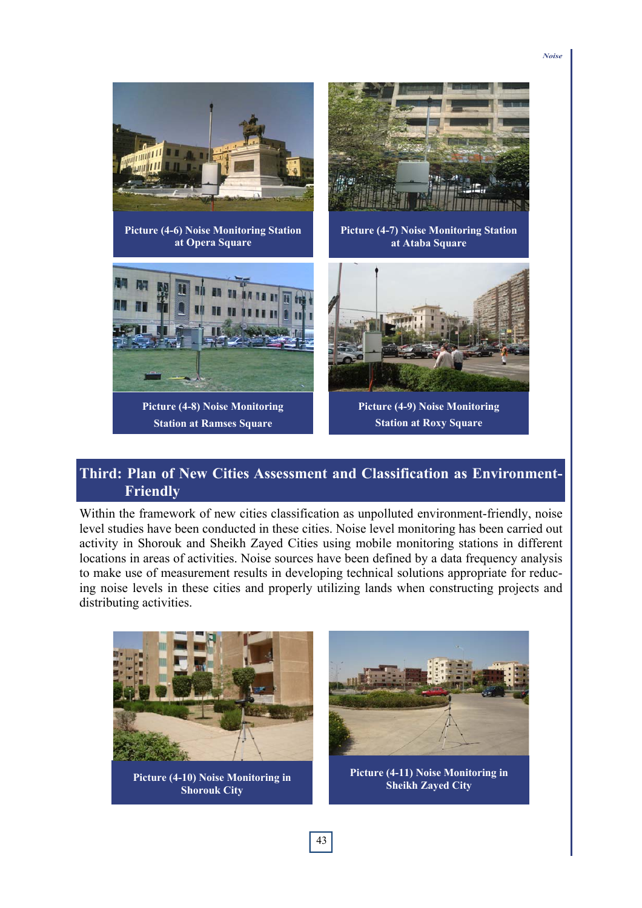Picture (4-6) Noise Monitoring Station at Opera Square

Picture (4-7) Noise Monitoring Station at Ataba Square

Picture (4-8) Noise Monitoring Station at Ramses Square

Picture (4-9) Noise Monitoring Station at Roxy Square

## Third: Plan of New Cities Assessment and Classification as Environment-Friendly

Within the framework of new cities classification as unpolluted environment-friendly, noise level studies have been conducted in these cities. Noise level monitoring has been carried out activity in Shorouk and Sheikh Zayed Cities using mobile monitoring stations in different locations in areas of activities. Noise sources have been defined by a data frequency analysis to make use of measurement results in developing technical solutions appropriate for reducing noise levels in these cities and properly utilizing lands when constructing projects and distributing activities.

Picture (4-10) Noise Monitoring in Shorouk City

Picture (4-11) Noise Monitoring in Sheikh Zayed City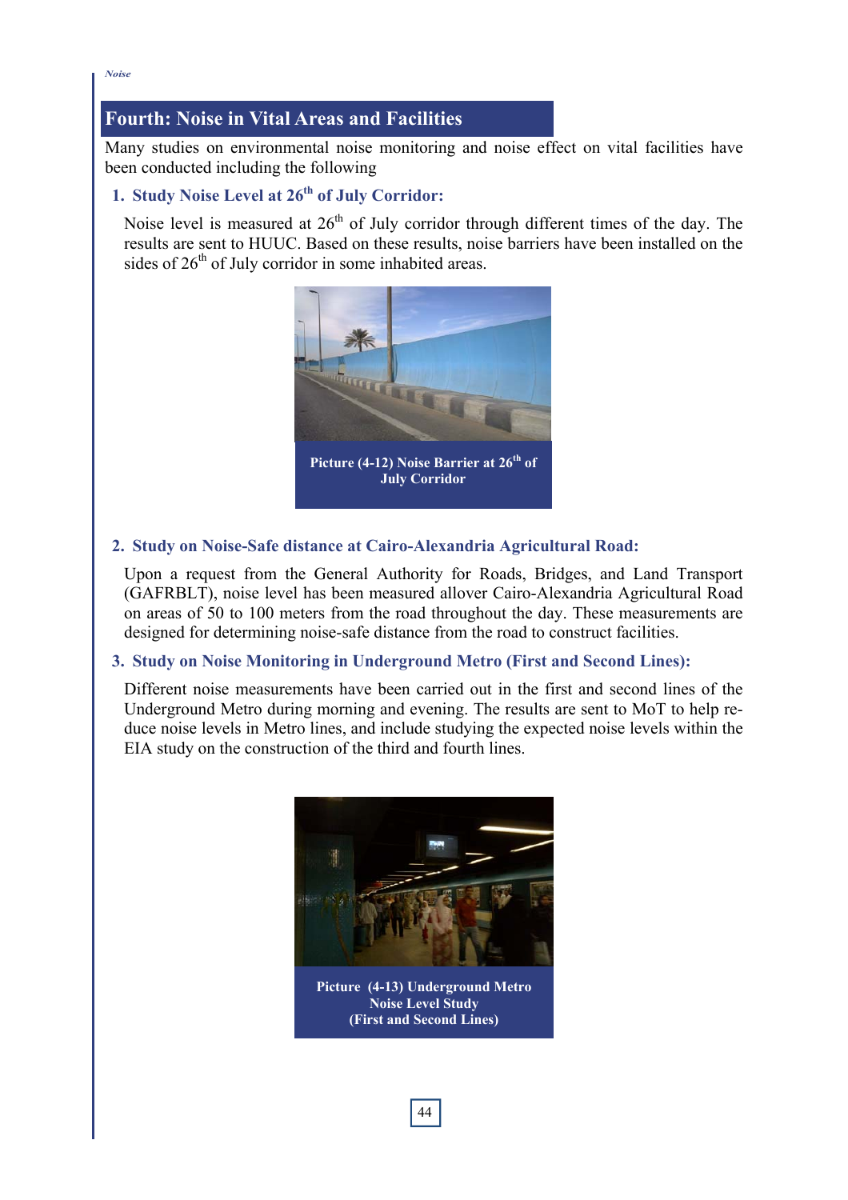## Fourth: Noise in Vital Areas and Facilities

Many studies on environmental noise monitoring and noise effect on vital facilities have been conducted including the following

### 1. Study Noise Level at 26th of July Corridor:

Noise level is measured at 26th of July corridor through different times of the day. The results are sent to HUUC. Based on these results, noise barriers have been installed on the sides of 26th of July corridor in some inhabited areas.

**Picture (4-12) Noise Barrier at 26th of July Corridor**

### 2. Study on Noise-Safe distance at Cairo-Alexandria Agricultural Road:

Upon a request from the General Authority for Roads, Bridges, and Land Transport (GAFRBLT), noise level has been measured allover Cairo-Alexandria Agricultural Road on areas of 50 to 100 meters from the road throughout the day. These measurements are designed for determining noise-safe distance from the road to construct facilities.

### 3. Study on Noise Monitoring in Underground Metro (First and Second Lines):

Different noise measurements have been carried out in the first and second lines of the Underground Metro during morning and evening. The results are sent to MoT to help reduce noise levels in Metro lines, and include studying the expected noise levels within the EIA study on the construction of the third and fourth lines.

**Picture (4-13) Underground Metro Noise Level Study (First and Second Lines)**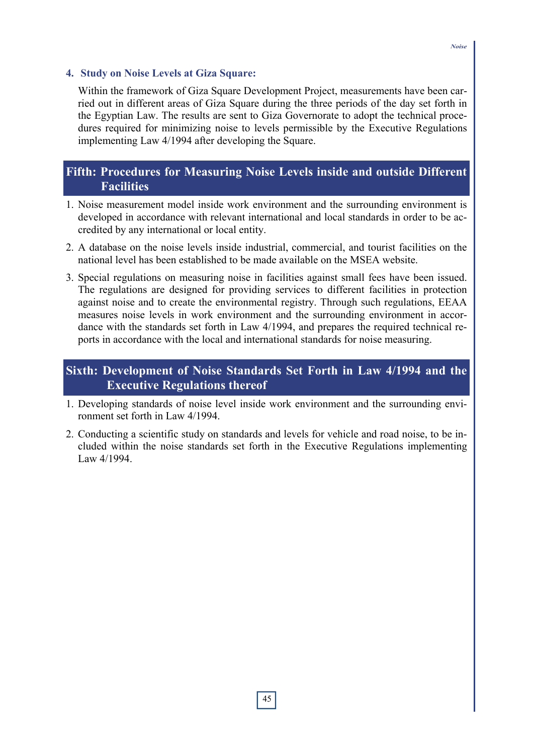### 4. Study on Noise Levels at Giza Square:

Within the framework of Giza Square Development Project, measurements have been carried out in different areas of Giza Square during the three periods of the day set forth in the Egyptian Law. The results are sent to Giza Governorate to adopt the technical procedures required for minimizing noise to levels permissible by the Executive Regulations implementing Law 4/1994 after developing the Square.

## Fifth: Procedures for Measuring Noise Levels inside and outside Different Facilities

1. Noise measurement model inside work environment and the surrounding environment is developed in accordance with relevant international and local standards in order to be accredited by any international or local entity.
2. A database on the noise levels inside industrial, commercial, and tourist facilities on the national level has been established to be made available on the MSEA website.
3. Special regulations on measuring noise in facilities against small fees have been issued. The regulations are designed for providing services to different facilities in protection against noise and to create the environmental registry. Through such regulations, EEAA measures noise levels in work environment and the surrounding environment in accordance with the standards set forth in Law 4/1994, and prepares the required technical reports in accordance with the local and international standards for noise measuring.

## Sixth: Development of Noise Standards Set Forth in Law 4/1994 and the Executive Regulations thereof

1. Developing standards of noise level inside work environment and the surrounding environment set forth in Law 4/1994.
2. Conducting a scientific study on standards and levels for vehicle and road noise, to be included within the noise standards set forth in the Executive Regulations implementing Law 4/1994.